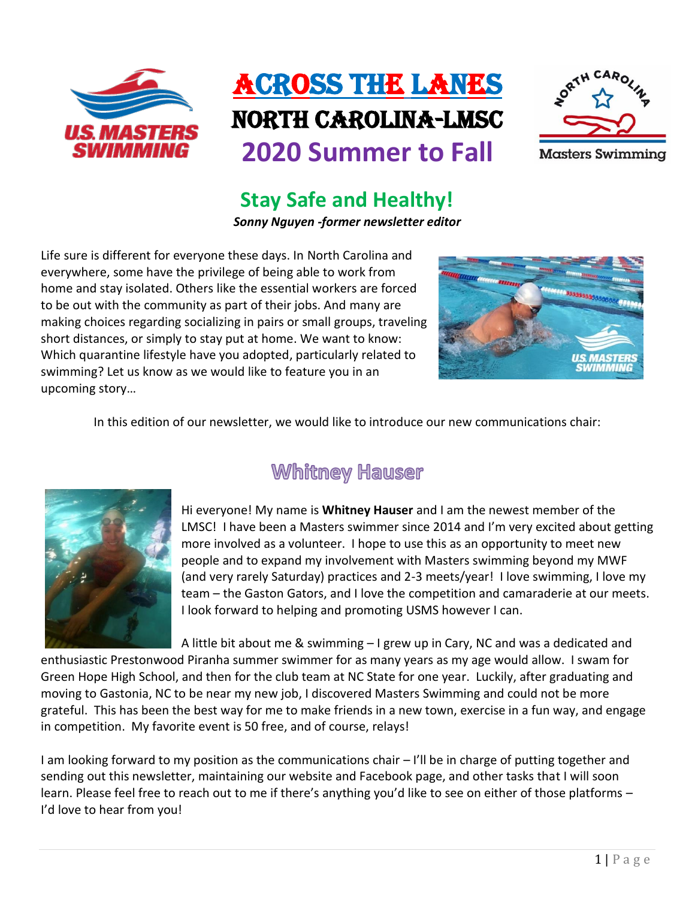# ACROSS THE LANES

## NORTH CAROLINA-LMSC

## 2020 Summer to Fall

## Stay Safe and Healthy!

***Sonny Nguyen -former newsletter editor***

Life sure is different for everyone these days. In North Carolina and everywhere, some have the privilege of being able to work from home and stay isolated. Others like the essential workers are forced to be out with the community as part of their jobs. And many are making choices regarding socializing in pairs or small groups, traveling short distances, or simply to stay put at home. We want to know: Which quarantine lifestyle have you adopted, particularly related to swimming? Let us know as we would like to feature you in an upcoming story…

In this edition of our newsletter, we would like to introduce our new communications chair:

## Whitney Hauser

Hi everyone! My name is **Whitney Hauser** and I am the newest member of the LMSC! I have been a Masters swimmer since 2014 and I'm very excited about getting more involved as a volunteer. I hope to use this as an opportunity to meet new people and to expand my involvement with Masters swimming beyond my MWF (and very rarely Saturday) practices and 2-3 meets/year! I love swimming, I love my team – the Gaston Gators, and I love the competition and camaraderie at our meets. I look forward to helping and promoting USMS however I can.

A little bit about me & swimming – I grew up in Cary, NC and was a dedicated and enthusiastic Prestonwood Piranha summer swimmer for as many years as my age would allow. I swam for Green Hope High School, and then for the club team at NC State for one year. Luckily, after graduating and moving to Gastonia, NC to be near my new job, I discovered Masters Swimming and could not be more grateful. This has been the best way for me to make friends in a new town, exercise in a fun way, and engage in competition. My favorite event is 50 free, and of course, relays!

I am looking forward to my position as the communications chair – I'll be in charge of putting together and sending out this newsletter, maintaining our website and Facebook page, and other tasks that I will soon learn. Please feel free to reach out to me if there's anything you'd like to see on either of those platforms – I'd love to hear from you!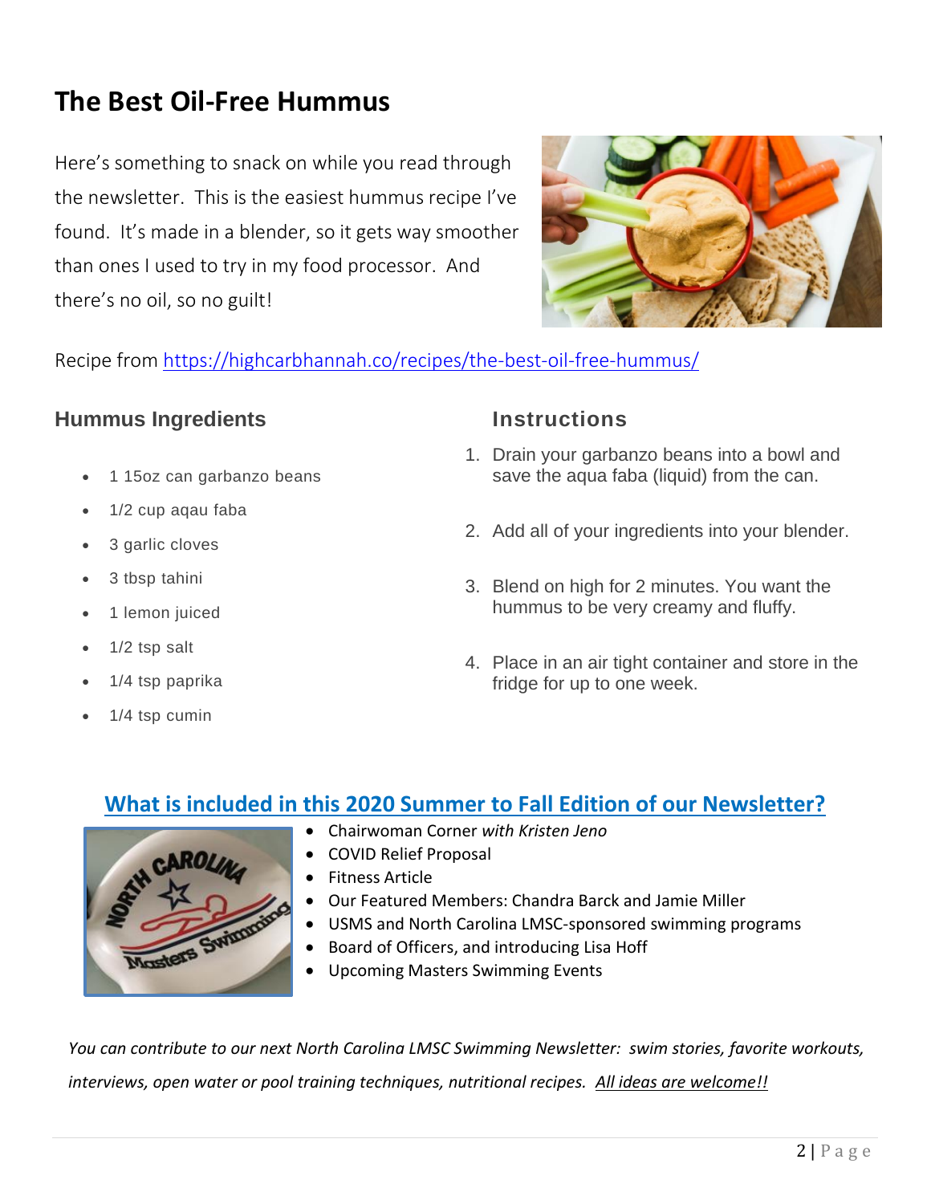# The Best Oil-Free Hummus

Here's something to snack on while you read through the newsletter. This is the easiest hummus recipe I've found. It's made in a blender, so it gets way smoother than ones I used to try in my food processor. And there's no oil, so no guilt!

Recipe from https://highcarbhannah.co/recipes/the-best-oil-free-hummus/

### Hummus Ingredients

- 1 15oz can garbanzo beans
- 1/2 cup aqau faba
- 3 garlic cloves
- 3 tbsp tahini
- 1 lemon juiced
- 1/2 tsp salt
- 1/4 tsp paprika
- 1/4 tsp cumin

### Instructions

1. Drain your garbanzo beans into a bowl and save the aqua faba (liquid) from the can.
2. Add all of your ingredients into your blender.
3. Blend on high for 2 minutes. You want the hummus to be very creamy and fluffy.
4. Place in an air tight container and store in the fridge for up to one week.

## What is included in this 2020 Summer to Fall Edition of our Newsletter?

- Chairwoman Corner *with Kristen Jeno*
- COVID Relief Proposal
- Fitness Article
- Our Featured Members: Chandra Barck and Jamie Miller
- USMS and North Carolina LMSC-sponsored swimming programs
- Board of Officers, and introducing Lisa Hoff
- Upcoming Masters Swimming Events

*You can contribute to our next North Carolina LMSC Swimming Newsletter: swim stories, favorite workouts, interviews, open water or pool training techniques, nutritional recipes. All ideas are welcome!!*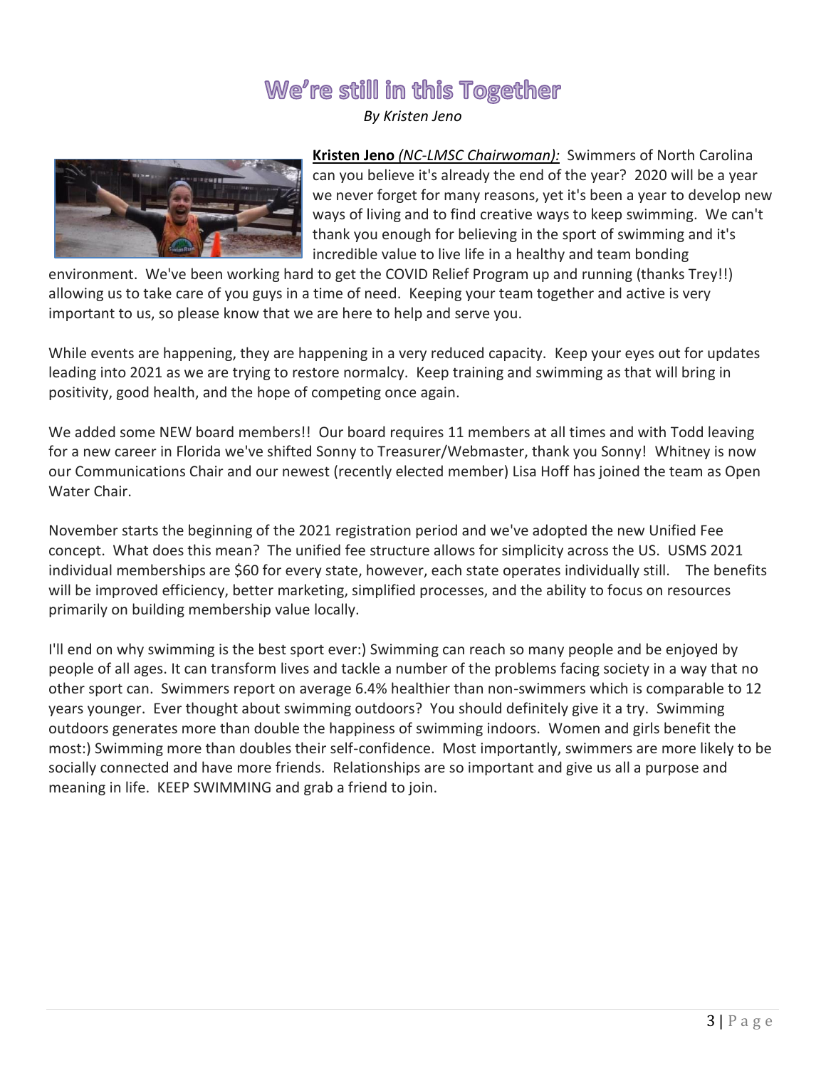# We're still in this Together

*By Kristen Jeno*

**Kristen Jeno** *(NC-LMSC Chairwoman):* Swimmers of North Carolina can you believe it's already the end of the year? 2020 will be a year we never forget for many reasons, yet it's been a year to develop new ways of living and to find creative ways to keep swimming. We can't thank you enough for believing in the sport of swimming and it's incredible value to live life in a healthy and team bonding environment. We've been working hard to get the COVID Relief Program up and running (thanks Trey!!) allowing us to take care of you guys in a time of need. Keeping your team together and active is very important to us, so please know that we are here to help and serve you.

While events are happening, they are happening in a very reduced capacity. Keep your eyes out for updates leading into 2021 as we are trying to restore normalcy. Keep training and swimming as that will bring in positivity, good health, and the hope of competing once again.

We added some NEW board members!! Our board requires 11 members at all times and with Todd leaving for a new career in Florida we've shifted Sonny to Treasurer/Webmaster, thank you Sonny! Whitney is now our Communications Chair and our newest (recently elected member) Lisa Hoff has joined the team as Open Water Chair.

November starts the beginning of the 2021 registration period and we've adopted the new Unified Fee concept. What does this mean? The unified fee structure allows for simplicity across the US. USMS 2021 individual memberships are $60 for every state, however, each state operates individually still. The benefits will be improved efficiency, better marketing, simplified processes, and the ability to focus on resources primarily on building membership value locally.

I'll end on why swimming is the best sport ever:) Swimming can reach so many people and be enjoyed by people of all ages. It can transform lives and tackle a number of the problems facing society in a way that no other sport can. Swimmers report on average 6.4% healthier than non-swimmers which is comparable to 12 years younger. Ever thought about swimming outdoors? You should definitely give it a try. Swimming outdoors generates more than double the happiness of swimming indoors. Women and girls benefit the most:) Swimming more than doubles their self-confidence. Most importantly, swimmers are more likely to be socially connected and have more friends. Relationships are so important and give us all a purpose and meaning in life. KEEP SWIMMING and grab a friend to join.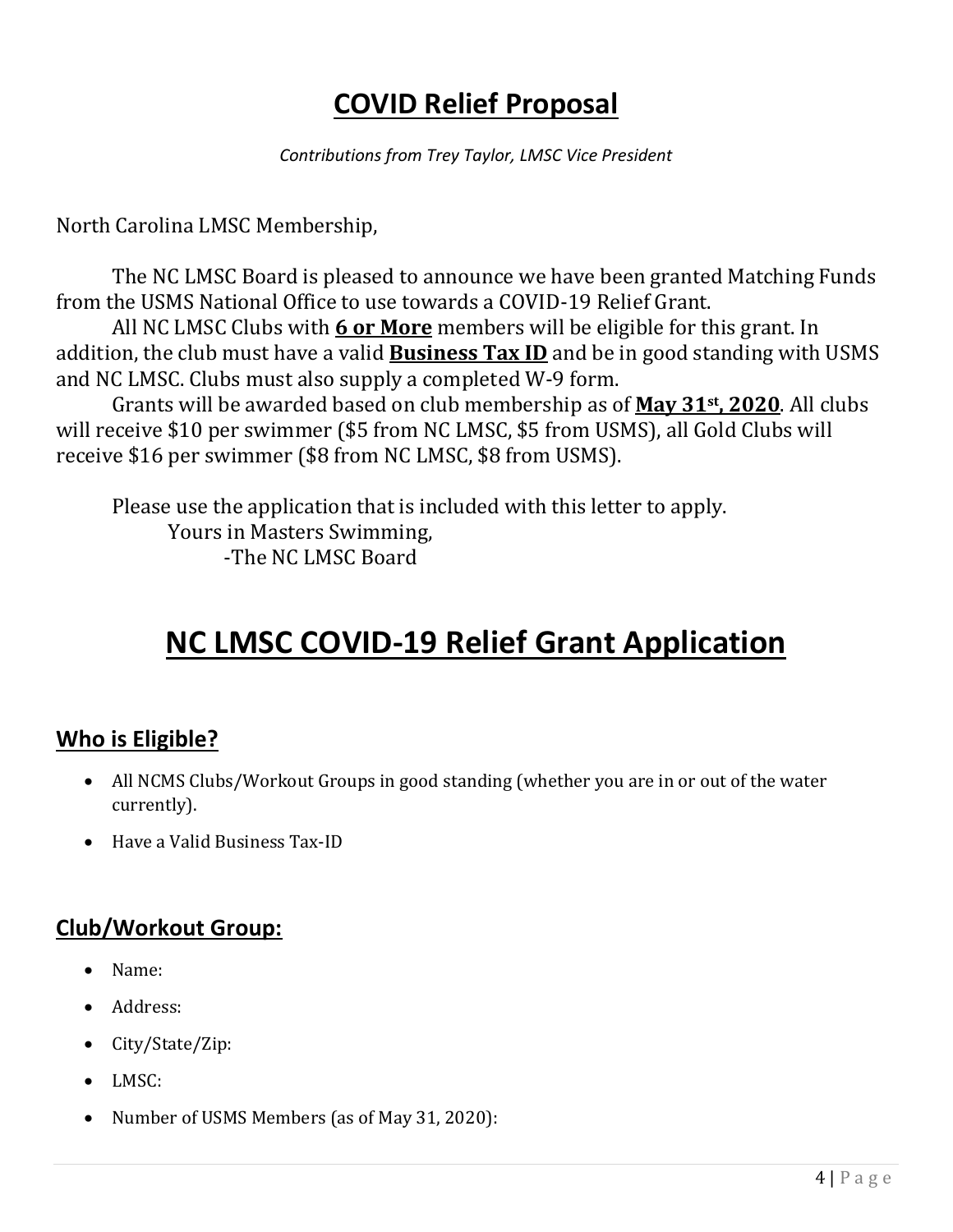# COVID Relief Proposal

*Contributions from Trey Taylor, LMSC Vice President*

North Carolina LMSC Membership,

The NC LMSC Board is pleased to announce we have been granted Matching Funds from the USMS National Office to use towards a COVID-19 Relief Grant.

All NC LMSC Clubs with **6 or More** members will be eligible for this grant. In addition, the club must have a valid **Business Tax ID** and be in good standing with USMS and NC LMSC. Clubs must also supply a completed W-9 form.

Grants will be awarded based on club membership as of **May 31st, 2020**. All clubs will receive $10 per swimmer ($5 from NC LMSC, $5 from USMS), all Gold Clubs will receive $16 per swimmer ($8 from NC LMSC, $8 from USMS).

Please use the application that is included with this letter to apply.

Yours in Masters Swimming,

-The NC LMSC Board

# NC LMSC COVID-19 Relief Grant Application

## Who is Eligible?

- All NCMS Clubs/Workout Groups in good standing (whether you are in or out of the water currently).
- Have a Valid Business Tax-ID

## Club/Workout Group:

- Name:
- Address:
- City/State/Zip:
- LMSC:
- Number of USMS Members (as of May 31, 2020):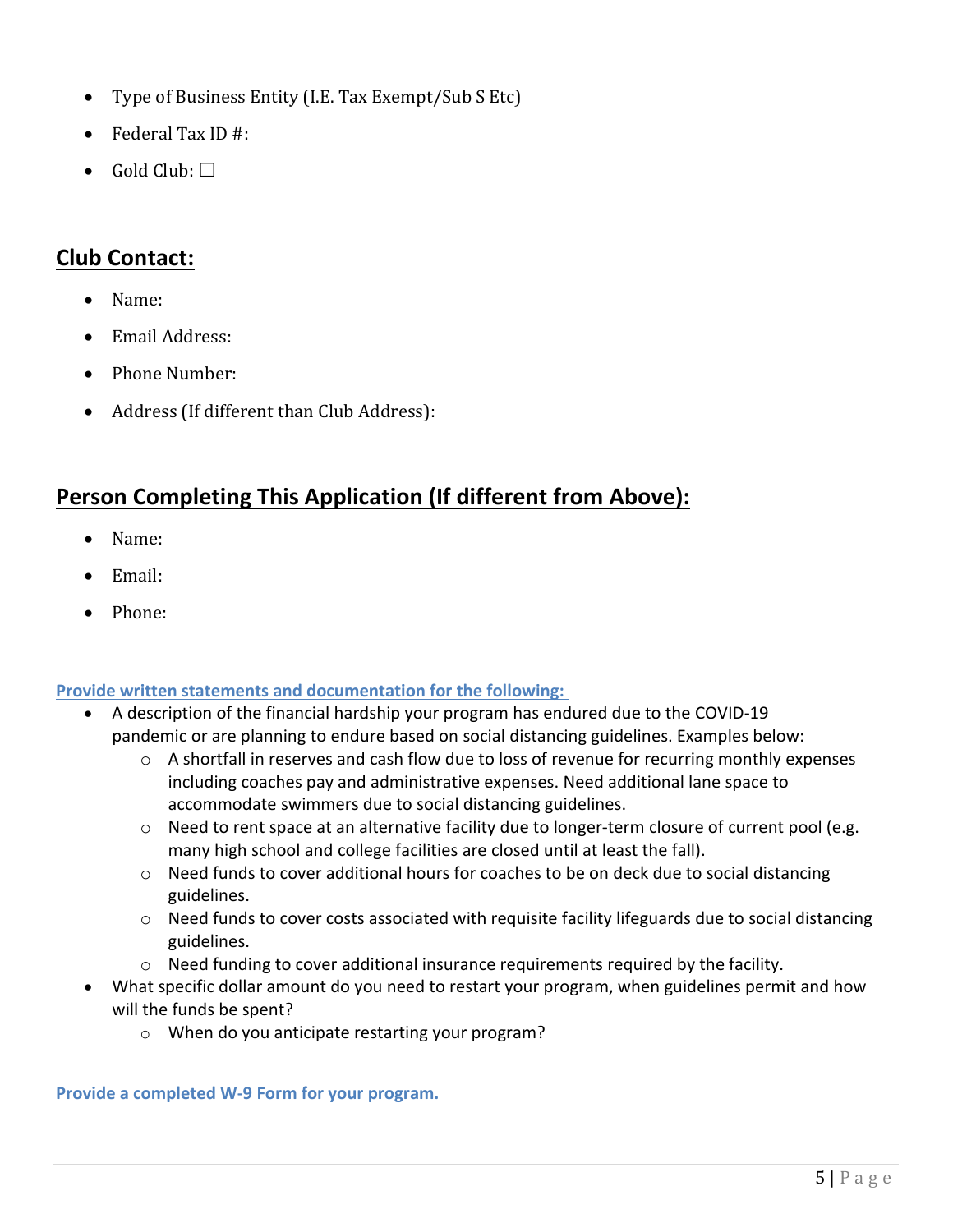- Type of Business Entity (I.E. Tax Exempt/Sub S Etc)
- Federal Tax ID #:
- Gold Club: ☐

## Club Contact:

- Name:
- Email Address:
- Phone Number:
- Address (If different than Club Address):

## Person Completing This Application (If different from Above):

- Name:
- Email:
- Phone:

**Provide written statements and documentation for the following:**

- A description of the financial hardship your program has endured due to the COVID-19 pandemic or are planning to endure based on social distancing guidelines. Examples below:
  - A shortfall in reserves and cash flow due to loss of revenue for recurring monthly expenses including coaches pay and administrative expenses. Need additional lane space to accommodate swimmers due to social distancing guidelines.
  - Need to rent space at an alternative facility due to longer-term closure of current pool (e.g. many high school and college facilities are closed until at least the fall).
  - Need funds to cover additional hours for coaches to be on deck due to social distancing guidelines.
  - Need funds to cover costs associated with requisite facility lifeguards due to social distancing guidelines.
  - Need funding to cover additional insurance requirements required by the facility.
- What specific dollar amount do you need to restart your program, when guidelines permit and how will the funds be spent?
  - When do you anticipate restarting your program?

**Provide a completed W-9 Form for your program.**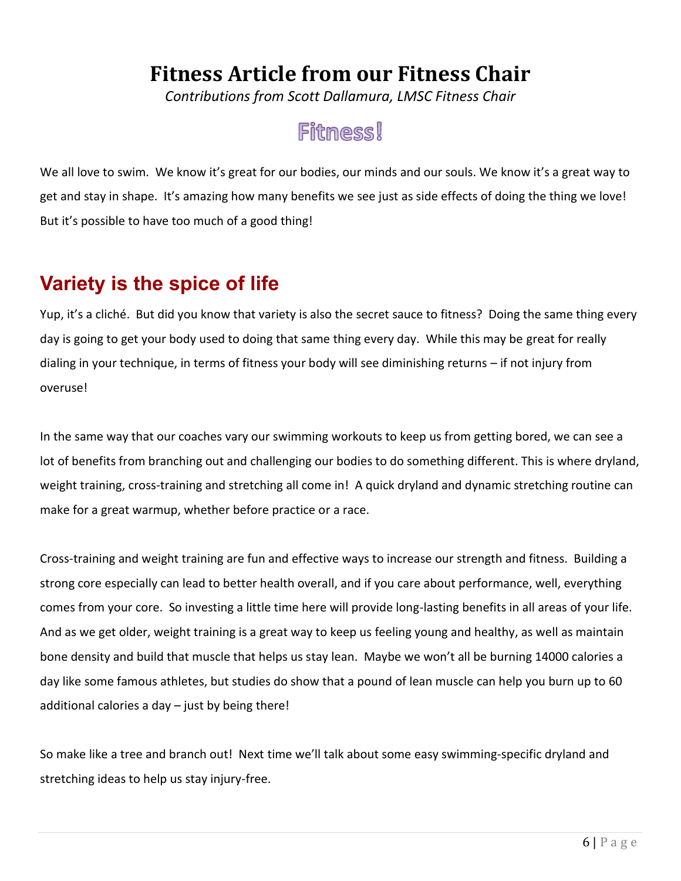# Fitness Article from our Fitness Chair

*Contributions from Scott Dallamura, LMSC Fitness Chair*

## Fitness!

We all love to swim. We know it's great for our bodies, our minds and our souls. We know it's a great way to get and stay in shape. It's amazing how many benefits we see just as side effects of doing the thing we love! But it's possible to have too much of a good thing!

## Variety is the spice of life

Yup, it's a cliché. But did you know that variety is also the secret sauce to fitness? Doing the same thing every day is going to get your body used to doing that same thing every day. While this may be great for really dialing in your technique, in terms of fitness your body will see diminishing returns – if not injury from overuse!

In the same way that our coaches vary our swimming workouts to keep us from getting bored, we can see a lot of benefits from branching out and challenging our bodies to do something different. This is where dryland, weight training, cross-training and stretching all come in! A quick dryland and dynamic stretching routine can make for a great warmup, whether before practice or a race.

Cross-training and weight training are fun and effective ways to increase our strength and fitness. Building a strong core especially can lead to better health overall, and if you care about performance, well, everything comes from your core. So investing a little time here will provide long-lasting benefits in all areas of your life. And as we get older, weight training is a great way to keep us feeling young and healthy, as well as maintain bone density and build that muscle that helps us stay lean. Maybe we won't all be burning 14000 calories a day like some famous athletes, but studies do show that a pound of lean muscle can help you burn up to 60 additional calories a day – just by being there!

So make like a tree and branch out! Next time we'll talk about some easy swimming-specific dryland and stretching ideas to help us stay injury-free.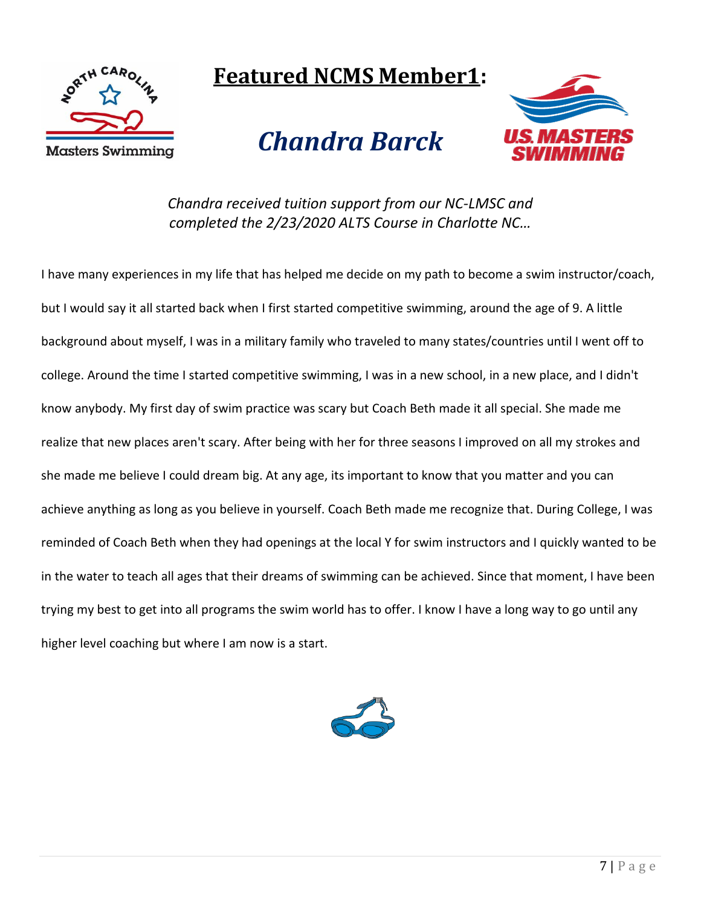# **Featured NCMS Member1:**

## ***Chandra Barck***

*Chandra received tuition support from our NC-LMSC and completed the 2/23/2020 ALTS Course in Charlotte NC…*

I have many experiences in my life that has helped me decide on my path to become a swim instructor/coach, but I would say it all started back when I first started competitive swimming, around the age of 9. A little background about myself, I was in a military family who traveled to many states/countries until I went off to college. Around the time I started competitive swimming, I was in a new school, in a new place, and I didn't know anybody. My first day of swim practice was scary but Coach Beth made it all special. She made me realize that new places aren't scary. After being with her for three seasons I improved on all my strokes and she made me believe I could dream big. At any age, its important to know that you matter and you can achieve anything as long as you believe in yourself. Coach Beth made me recognize that. During College, I was reminded of Coach Beth when they had openings at the local Y for swim instructors and I quickly wanted to be in the water to teach all ages that their dreams of swimming can be achieved. Since that moment, I have been trying my best to get into all programs the swim world has to offer. I know I have a long way to go until any higher level coaching but where I am now is a start.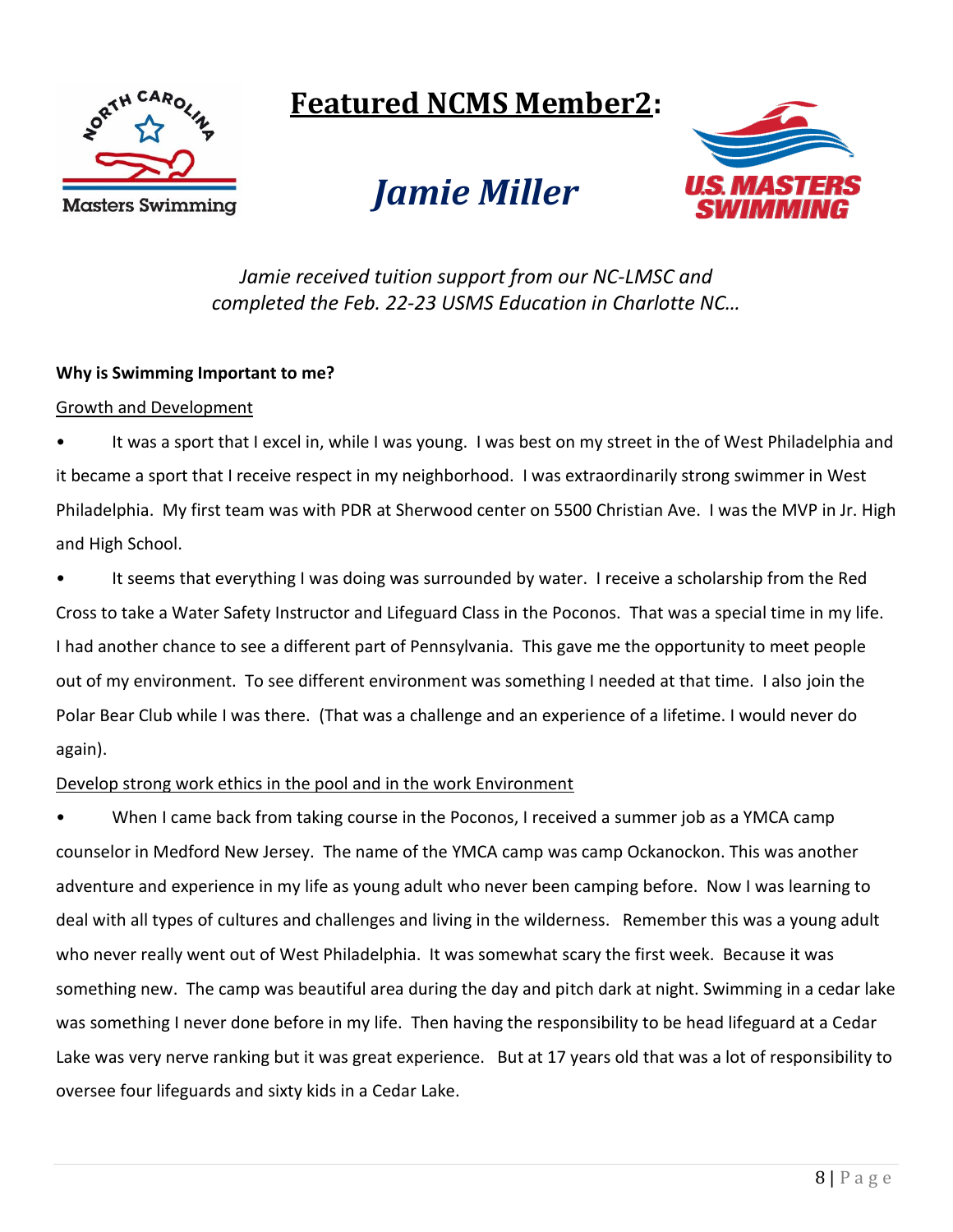# Featured NCMS Member2:

## *Jamie Miller*

*Jamie received tuition support from our NC-LMSC and completed the Feb. 22-23 USMS Education in Charlotte NC…*

**Why is Swimming Important to me?**

<u>Growth and Development</u>

- It was a sport that I excel in, while I was young. I was best on my street in the of West Philadelphia and it became a sport that I receive respect in my neighborhood. I was extraordinarily strong swimmer in West Philadelphia. My first team was with PDR at Sherwood center on 5500 Christian Ave. I was the MVP in Jr. High and High School.
- It seems that everything I was doing was surrounded by water. I receive a scholarship from the Red Cross to take a Water Safety Instructor and Lifeguard Class in the Poconos. That was a special time in my life. I had another chance to see a different part of Pennsylvania. This gave me the opportunity to meet people out of my environment. To see different environment was something I needed at that time. I also join the Polar Bear Club while I was there. (That was a challenge and an experience of a lifetime. I would never do again).

<u>Develop strong work ethics in the pool and in the work Environment</u>

- When I came back from taking course in the Poconos, I received a summer job as a YMCA camp counselor in Medford New Jersey. The name of the YMCA camp was camp Ockanockon. This was another adventure and experience in my life as young adult who never been camping before. Now I was learning to deal with all types of cultures and challenges and living in the wilderness. Remember this was a young adult who never really went out of West Philadelphia. It was somewhat scary the first week. Because it was something new. The camp was beautiful area during the day and pitch dark at night. Swimming in a cedar lake was something I never done before in my life. Then having the responsibility to be head lifeguard at a Cedar Lake was very nerve ranking but it was great experience. But at 17 years old that was a lot of responsibility to oversee four lifeguards and sixty kids in a Cedar Lake.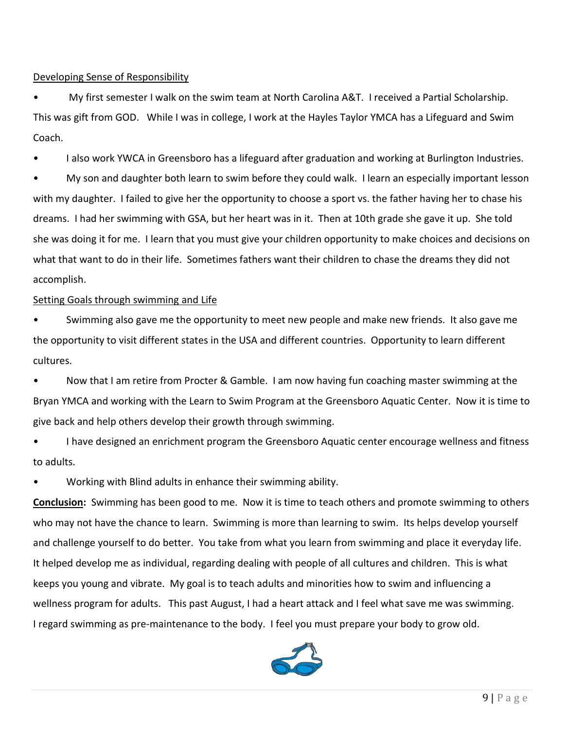Developing Sense of Responsibility

- My first semester I walk on the swim team at North Carolina A&T. I received a Partial Scholarship. This was gift from GOD. While I was in college, I work at the Hayles Taylor YMCA has a Lifeguard and Swim Coach.
- I also work YWCA in Greensboro has a lifeguard after graduation and working at Burlington Industries.
- My son and daughter both learn to swim before they could walk. I learn an especially important lesson with my daughter. I failed to give her the opportunity to choose a sport vs. the father having her to chase his dreams. I had her swimming with GSA, but her heart was in it. Then at 10th grade she gave it up. She told she was doing it for me. I learn that you must give your children opportunity to make choices and decisions on what that want to do in their life. Sometimes fathers want their children to chase the dreams they did not accomplish.

Setting Goals through swimming and Life

- Swimming also gave me the opportunity to meet new people and make new friends. It also gave me the opportunity to visit different states in the USA and different countries. Opportunity to learn different cultures.
- Now that I am retire from Procter & Gamble. I am now having fun coaching master swimming at the Bryan YMCA and working with the Learn to Swim Program at the Greensboro Aquatic Center. Now it is time to give back and help others develop their growth through swimming.
- I have designed an enrichment program the Greensboro Aquatic center encourage wellness and fitness to adults.
- Working with Blind adults in enhance their swimming ability.

**Conclusion:** Swimming has been good to me. Now it is time to teach others and promote swimming to others who may not have the chance to learn. Swimming is more than learning to swim. Its helps develop yourself and challenge yourself to do better. You take from what you learn from swimming and place it everyday life. It helped develop me as individual, regarding dealing with people of all cultures and children. This is what keeps you young and vibrate. My goal is to teach adults and minorities how to swim and influencing a wellness program for adults. This past August, I had a heart attack and I feel what save me was swimming. I regard swimming as pre-maintenance to the body. I feel you must prepare your body to grow old.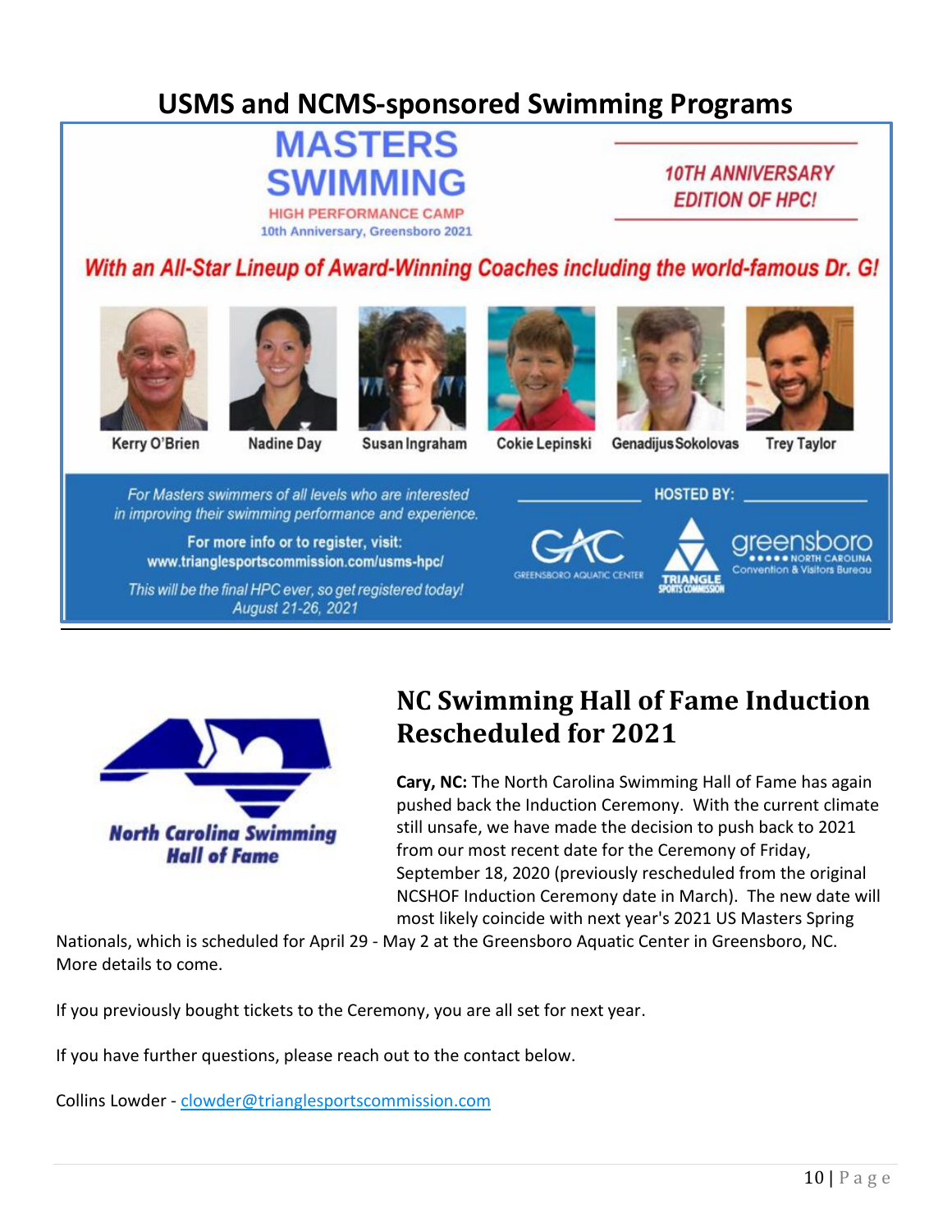# USMS and NCMS-sponsored Swimming Programs

**MASTERS SWIMMING**

HIGH PERFORMANCE CAMP

10th Anniversary, Greensboro 2021

*10TH ANNIVERSARY EDITION OF HPC!*

***With an All-Star Lineup of Award-Winning Coaches including the world-famous Dr. G!***

Kerry O'Brien | Nadine Day | Susan Ingraham | Cokie Lepinski | Genadijus Sokolovas | Trey Taylor

*For Masters swimmers of all levels who are interested in improving their swimming performance and experience.*

**For more info or to register, visit: www.trianglesportscommission.com/usms-hpc/**

*This will be the final HPC ever, so get registered today! August 21-26, 2021*

HOSTED BY:

GAC GREENSBORO AQUATIC CENTER

TRIANGLE SPORTS COMMISSION

greensboro NORTH CAROLINA Convention & Visitors Bureau

North Carolina Swimming Hall of Fame

## NC Swimming Hall of Fame Induction Rescheduled for 2021

**Cary, NC:** The North Carolina Swimming Hall of Fame has again pushed back the Induction Ceremony. With the current climate still unsafe, we have made the decision to push back to 2021 from our most recent date for the Ceremony of Friday, September 18, 2020 (previously rescheduled from the original NCSHOF Induction Ceremony date in March). The new date will most likely coincide with next year's 2021 US Masters Spring Nationals, which is scheduled for April 29 - May 2 at the Greensboro Aquatic Center in Greensboro, NC. More details to come.

If you previously bought tickets to the Ceremony, you are all set for next year.

If you have further questions, please reach out to the contact below.

Collins Lowder - clowder@trianglesportscommission.com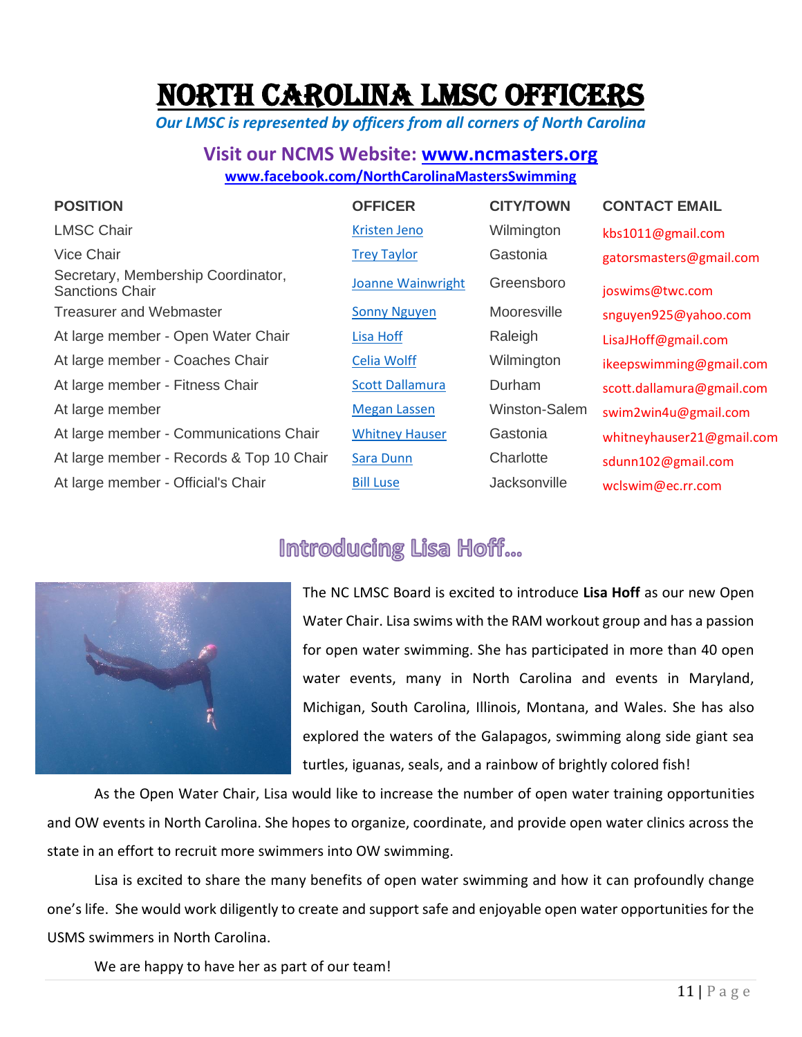# NORTH CAROLINA LMSC OFFICERS

*Our LMSC is represented by officers from all corners of North Carolina*

**Visit our NCMS Website: [www.ncmasters.org](http://www.ncmasters.org)**

**[www.facebook.com/NorthCarolinaMastersSwimming](http://www.facebook.com/NorthCarolinaMastersSwimming)**

| POSITION | OFFICER | CITY/TOWN | CONTACT EMAIL |
|---|---|---|---|
| LMSC Chair | Kristen Jeno | Wilmington | kbs1011@gmail.com |
| Vice Chair | Trey Taylor | Gastonia | gatorsmasters@gmail.com |
| Secretary, Membership Coordinator, Sanctions Chair | Joanne Wainwright | Greensboro | joswims@twc.com |
| Treasurer and Webmaster | Sonny Nguyen | Mooresville | snguyen925@yahoo.com |
| At large member - Open Water Chair | Lisa Hoff | Raleigh | LisaJHoff@gmail.com |
| At large member - Coaches Chair | Celia Wolff | Wilmington | ikeepswimming@gmail.com |
| At large member - Fitness Chair | Scott Dallamura | Durham | scott.dallamura@gmail.com |
| At large member | Megan Lassen | Winston-Salem | swim2win4u@gmail.com |
| At large member - Communications Chair | Whitney Hauser | Gastonia | whitneyhauser21@gmail.com |
| At large member - Records & Top 10 Chair | Sara Dunn | Charlotte | sdunn102@gmail.com |
| At large member - Official's Chair | Bill Luse | Jacksonville | wclswim@ec.rr.com |

## Introducing Lisa Hoff…

The NC LMSC Board is excited to introduce **Lisa Hoff** as our new Open Water Chair. Lisa swims with the RAM workout group and has a passion for open water swimming. She has participated in more than 40 open water events, many in North Carolina and events in Maryland, Michigan, South Carolina, Illinois, Montana, and Wales. She has also explored the waters of the Galapagos, swimming along side giant sea turtles, iguanas, seals, and a rainbow of brightly colored fish!

As the Open Water Chair, Lisa would like to increase the number of open water training opportunities and OW events in North Carolina. She hopes to organize, coordinate, and provide open water clinics across the state in an effort to recruit more swimmers into OW swimming.

Lisa is excited to share the many benefits of open water swimming and how it can profoundly change one's life. She would work diligently to create and support safe and enjoyable open water opportunities for the USMS swimmers in North Carolina.

We are happy to have her as part of our team!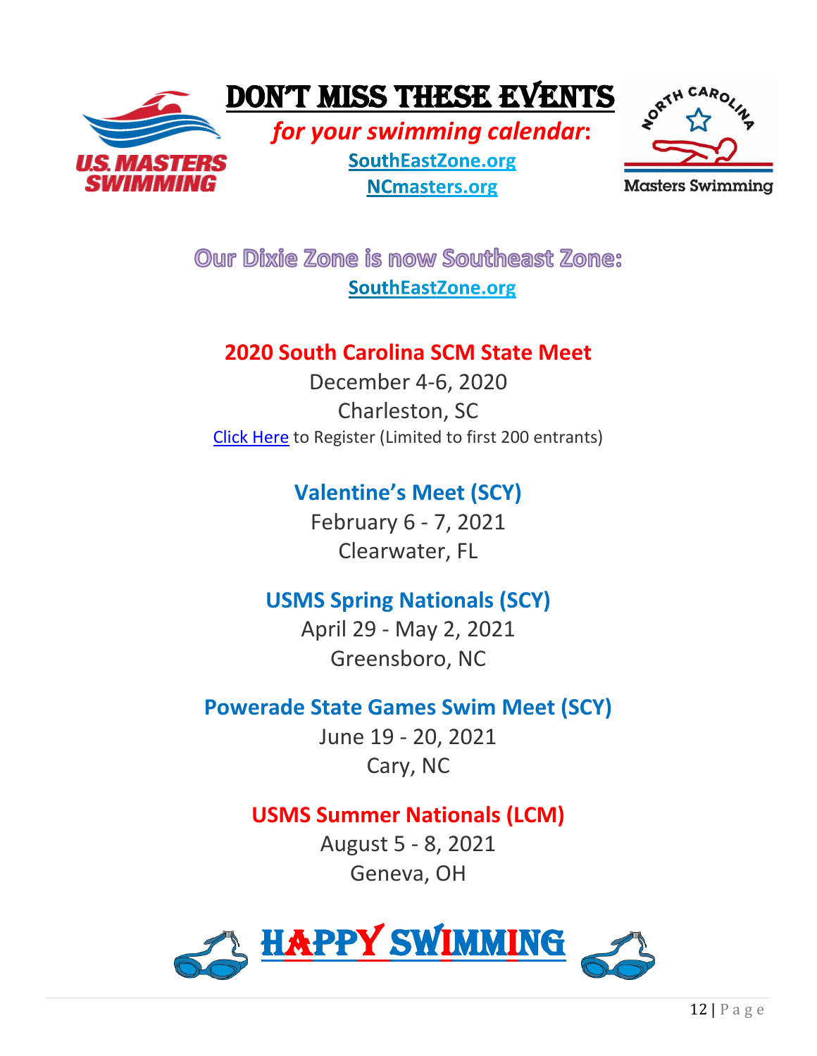# DON'T MISS THESE EVENTS

***for your swimming calendar*:**

**SouthEastZone.org**

**NCmasters.org**

## Our Dixie Zone is now Southeast Zone:

**SouthEastZone.org**

### 2020 South Carolina SCM State Meet

December 4-6, 2020

Charleston, SC

Click Here to Register (Limited to first 200 entrants)

### Valentine's Meet (SCY)

February 6 - 7, 2021

Clearwater, FL

### USMS Spring Nationals (SCY)

April 29 - May 2, 2021

Greensboro, NC

### Powerade State Games Swim Meet (SCY)

June 19 - 20, 2021

Cary, NC

### USMS Summer Nationals (LCM)

August 5 - 8, 2021

Geneva, OH

## HAPPY SWIMMING